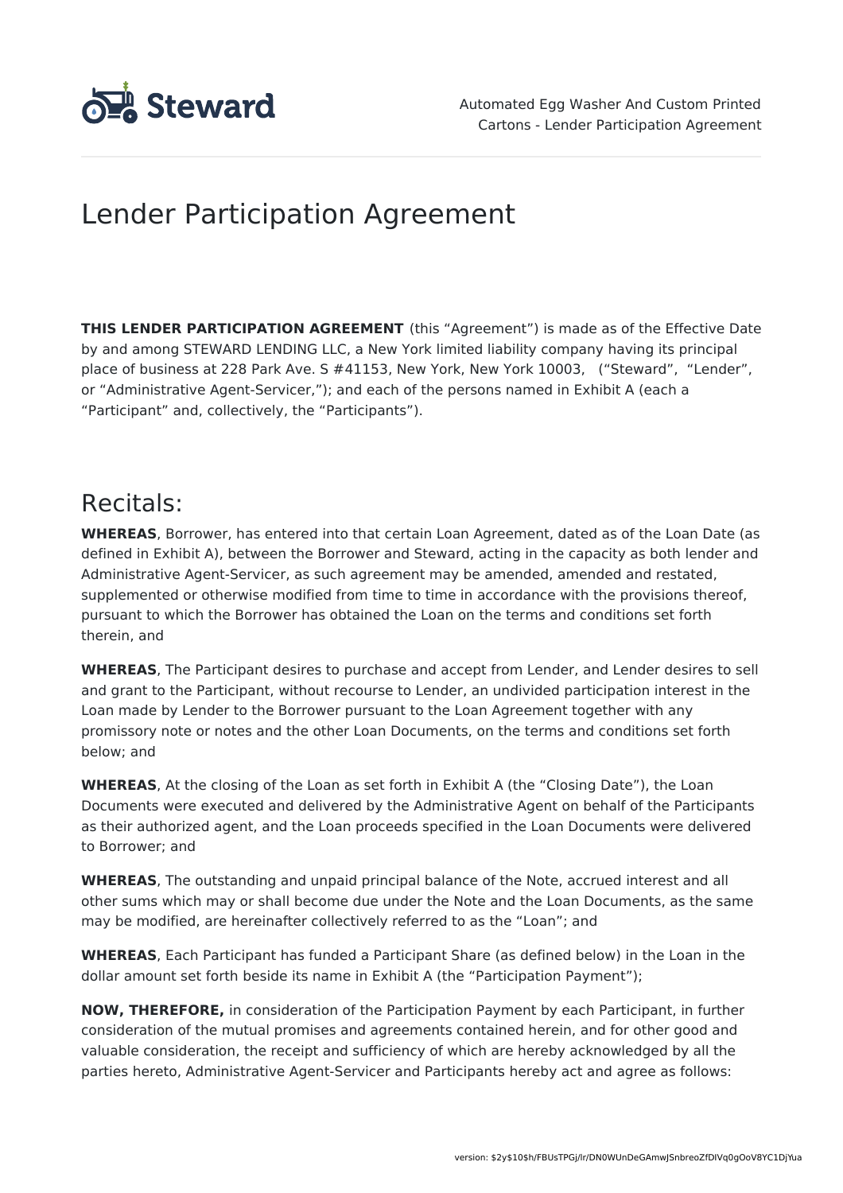# Lender Participation Agreement

**THIS LENDER PARTICIPATION AGREEMENT** (this "Agreement") is made as of the Effective Date by and among STEWARD LENDING LLC, a New York limited liability company having its principal place of business at 228 Park Ave. S #41153, New York, New York 10003, ("Steward", "Lender", or "Administrative Agent-Servicer,"); and each of the persons named in Exhibit A (each a "Participant" and, collectively, the "Participants").

## Recitals:

**WHEREAS**, Borrower, has entered into that certain Loan Agreement, dated as of the Loan Date (as defined in Exhibit A), between the Borrower and Steward, acting in the capacity as both lender and Administrative Agent-Servicer, as such agreement may be amended, amended and restated, supplemented or otherwise modified from time to time in accordance with the provisions thereof, pursuant to which the Borrower has obtained the Loan on the terms and conditions set forth therein, and

**WHEREAS**, The Participant desires to purchase and accept from Lender, and Lender desires to sell and grant to the Participant, without recourse to Lender, an undivided participation interest in the Loan made by Lender to the Borrower pursuant to the Loan Agreement together with any promissory note or notes and the other Loan Documents, on the terms and conditions set forth below; and

**WHEREAS**, At the closing of the Loan as set forth in Exhibit A (the "Closing Date"), the Loan Documents were executed and delivered by the Administrative Agent on behalf of the Participants as their authorized agent, and the Loan proceeds specified in the Loan Documents were delivered to Borrower; and

**WHEREAS**, The outstanding and unpaid principal balance of the Note, accrued interest and all other sums which may or shall become due under the Note and the Loan Documents, as the same may be modified, are hereinafter collectively referred to as the "Loan"; and

**WHEREAS**, Each Participant has funded a Participant Share (as defined below) in the Loan in the dollar amount set forth beside its name in Exhibit A (the "Participation Payment");

**NOW, THEREFORE,** in consideration of the Participation Payment by each Participant, in further consideration of the mutual promises and agreements contained herein, and for other good and valuable consideration, the receipt and sufficiency of which are hereby acknowledged by all the parties hereto, Administrative Agent-Servicer and Participants hereby act and agree as follows: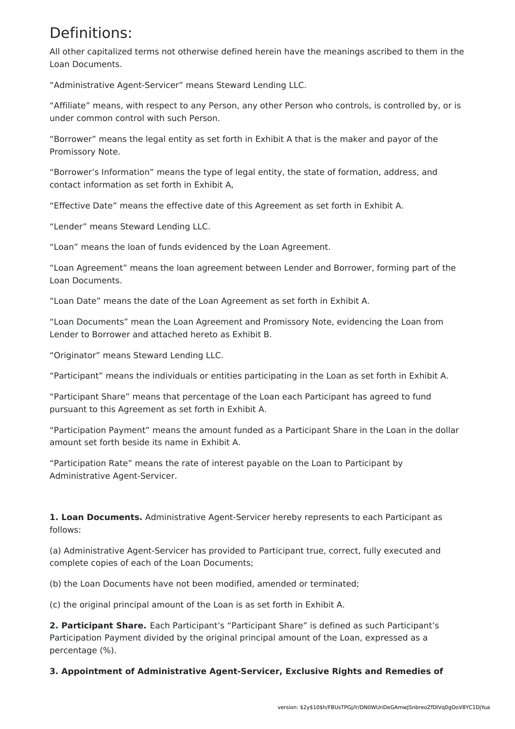# Definitions:

All other capitalized terms not otherwise defined herein have the meanings ascribed to them in the Loan Documents.

“Administrative Agent-Servicer” means Steward Lending LLC.

“Affiliate” means, with respect to any Person, any other Person who controls, is controlled by, or is under common control with such Person.

“Borrower” means the legal entity as set forth in Exhibit A that is the maker and payor of the Promissory Note.

“Borrower’s Information” means the type of legal entity, the state of formation, address, and contact information as set forth in Exhibit A,

“Effective Date” means the effective date of this Agreement as set forth in Exhibit A.

“Lender” means Steward Lending LLC.

“Loan” means the loan of funds evidenced by the Loan Agreement.

“Loan Agreement” means the loan agreement between Lender and Borrower, forming part of the Loan Documents.

“Loan Date” means the date of the Loan Agreement as set forth in Exhibit A.

“Loan Documents” mean the Loan Agreement and Promissory Note, evidencing the Loan from Lender to Borrower and attached hereto as Exhibit B.

“Originator” means Steward Lending LLC.

“Participant” means the individuals or entities participating in the Loan as set forth in Exhibit A.

“Participant Share” means that percentage of the Loan each Participant has agreed to fund pursuant to this Agreement as set forth in Exhibit A.

“Participation Payment” means the amount funded as a Participant Share in the Loan in the dollar amount set forth beside its name in Exhibit A.

“Participation Rate” means the rate of interest payable on the Loan to Participant by Administrative Agent-Servicer.

**1. Loan Documents.** Administrative Agent-Servicer hereby represents to each Participant as follows:

(a) Administrative Agent-Servicer has provided to Participant true, correct, fully executed and complete copies of each of the Loan Documents;

(b) the Loan Documents have not been modified, amended or terminated;

(c) the original principal amount of the Loan is as set forth in Exhibit A.

**2. Participant Share.** Each Participant’s “Participant Share” is defined as such Participant’s Participation Payment divided by the original principal amount of the Loan, expressed as a percentage (%).

**3. Appointment of Administrative Agent-Servicer, Exclusive Rights and Remedies of**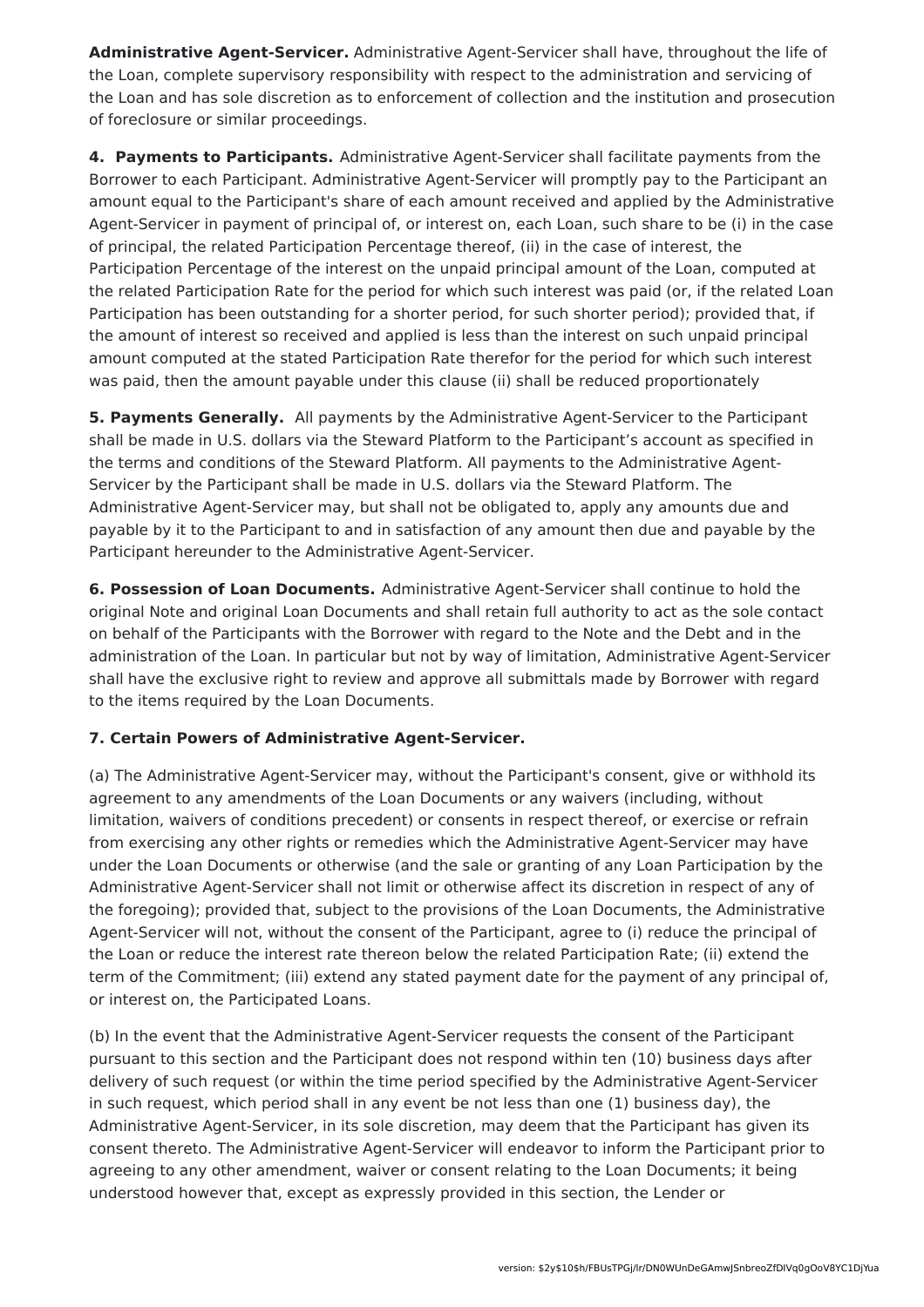**Administrative Agent-Servicer.** Administrative Agent-Servicer shall have, throughout the life of the Loan, complete supervisory responsibility with respect to the administration and servicing of the Loan and has sole discretion as to enforcement of collection and the institution and prosecution of foreclosure or similar proceedings.

**4. Payments to Participants.** Administrative Agent-Servicer shall facilitate payments from the Borrower to each Participant. Administrative Agent-Servicer will promptly pay to the Participant an amount equal to the Participant's share of each amount received and applied by the Administrative Agent-Servicer in payment of principal of, or interest on, each Loan, such share to be (i) in the case of principal, the related Participation Percentage thereof, (ii) in the case of interest, the Participation Percentage of the interest on the unpaid principal amount of the Loan, computed at the related Participation Rate for the period for which such interest was paid (or, if the related Loan Participation has been outstanding for a shorter period, for such shorter period); provided that, if the amount of interest so received and applied is less than the interest on such unpaid principal amount computed at the stated Participation Rate therefor for the period for which such interest was paid, then the amount payable under this clause (ii) shall be reduced proportionately

**5. Payments Generally.** All payments by the Administrative Agent-Servicer to the Participant shall be made in U.S. dollars via the Steward Platform to the Participant's account as specified in the terms and conditions of the Steward Platform. All payments to the Administrative Agent-Servicer by the Participant shall be made in U.S. dollars via the Steward Platform. The Administrative Agent-Servicer may, but shall not be obligated to, apply any amounts due and payable by it to the Participant to and in satisfaction of any amount then due and payable by the Participant hereunder to the Administrative Agent-Servicer.

**6. Possession of Loan Documents.** Administrative Agent-Servicer shall continue to hold the original Note and original Loan Documents and shall retain full authority to act as the sole contact on behalf of the Participants with the Borrower with regard to the Note and the Debt and in the administration of the Loan. In particular but not by way of limitation, Administrative Agent-Servicer shall have the exclusive right to review and approve all submittals made by Borrower with regard to the items required by the Loan Documents.

**7. Certain Powers of Administrative Agent-Servicer.**

(a) The Administrative Agent-Servicer may, without the Participant's consent, give or withhold its agreement to any amendments of the Loan Documents or any waivers (including, without limitation, waivers of conditions precedent) or consents in respect thereof, or exercise or refrain from exercising any other rights or remedies which the Administrative Agent-Servicer may have under the Loan Documents or otherwise (and the sale or granting of any Loan Participation by the Administrative Agent-Servicer shall not limit or otherwise affect its discretion in respect of any of the foregoing); provided that, subject to the provisions of the Loan Documents, the Administrative Agent-Servicer will not, without the consent of the Participant, agree to (i) reduce the principal of the Loan or reduce the interest rate thereon below the related Participation Rate; (ii) extend the term of the Commitment; (iii) extend any stated payment date for the payment of any principal of, or interest on, the Participated Loans.

(b) In the event that the Administrative Agent-Servicer requests the consent of the Participant pursuant to this section and the Participant does not respond within ten (10) business days after delivery of such request (or within the time period specified by the Administrative Agent-Servicer in such request, which period shall in any event be not less than one (1) business day), the Administrative Agent-Servicer, in its sole discretion, may deem that the Participant has given its consent thereto. The Administrative Agent-Servicer will endeavor to inform the Participant prior to agreeing to any other amendment, waiver or consent relating to the Loan Documents; it being understood however that, except as expressly provided in this section, the Lender or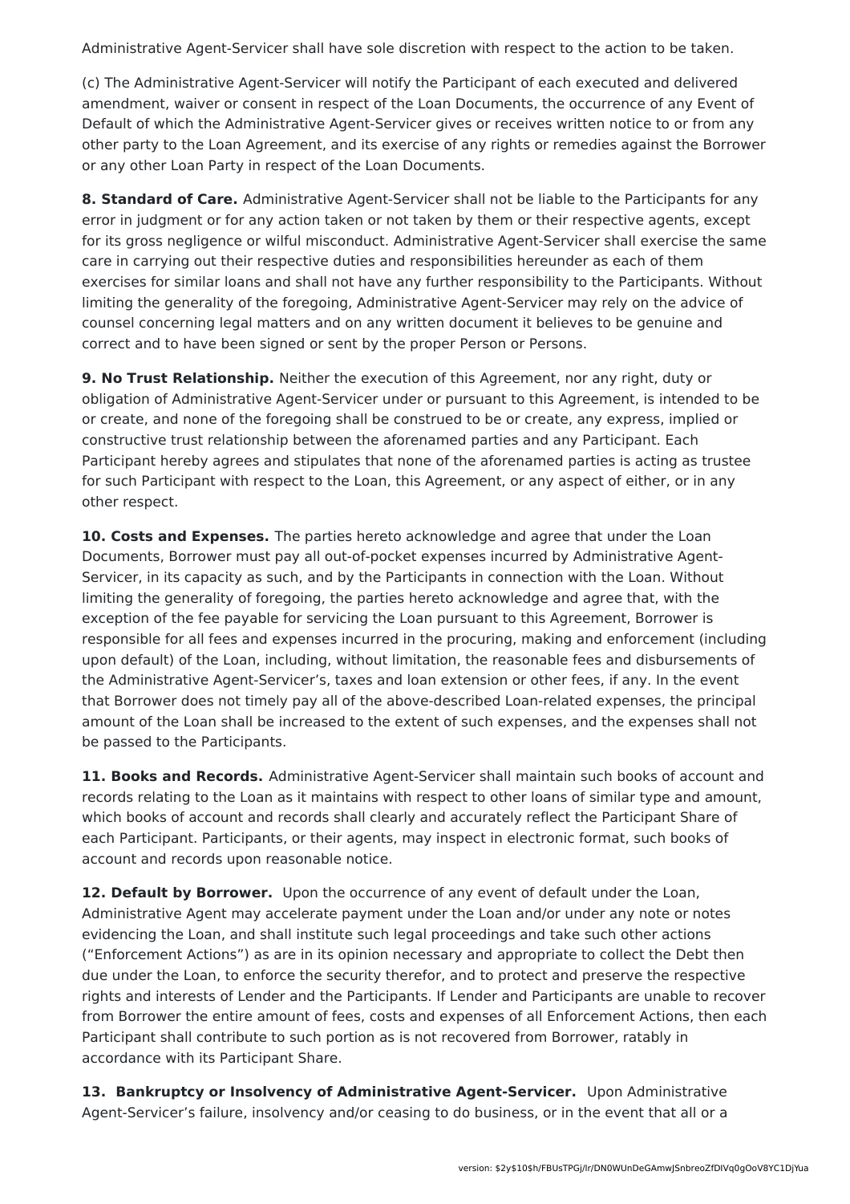Administrative Agent-Servicer shall have sole discretion with respect to the action to be taken.

(c) The Administrative Agent-Servicer will notify the Participant of each executed and delivered amendment, waiver or consent in respect of the Loan Documents, the occurrence of any Event of Default of which the Administrative Agent-Servicer gives or receives written notice to or from any other party to the Loan Agreement, and its exercise of any rights or remedies against the Borrower or any other Loan Party in respect of the Loan Documents.

**8. Standard of Care.** Administrative Agent-Servicer shall not be liable to the Participants for any error in judgment or for any action taken or not taken by them or their respective agents, except for its gross negligence or wilful misconduct. Administrative Agent-Servicer shall exercise the same care in carrying out their respective duties and responsibilities hereunder as each of them exercises for similar loans and shall not have any further responsibility to the Participants. Without limiting the generality of the foregoing, Administrative Agent-Servicer may rely on the advice of counsel concerning legal matters and on any written document it believes to be genuine and correct and to have been signed or sent by the proper Person or Persons.

**9. No Trust Relationship.** Neither the execution of this Agreement, nor any right, duty or obligation of Administrative Agent-Servicer under or pursuant to this Agreement, is intended to be or create, and none of the foregoing shall be construed to be or create, any express, implied or constructive trust relationship between the aforenamed parties and any Participant. Each Participant hereby agrees and stipulates that none of the aforenamed parties is acting as trustee for such Participant with respect to the Loan, this Agreement, or any aspect of either, or in any other respect.

**10. Costs and Expenses.** The parties hereto acknowledge and agree that under the Loan Documents, Borrower must pay all out-of-pocket expenses incurred by Administrative Agent-Servicer, in its capacity as such, and by the Participants in connection with the Loan. Without limiting the generality of foregoing, the parties hereto acknowledge and agree that, with the exception of the fee payable for servicing the Loan pursuant to this Agreement, Borrower is responsible for all fees and expenses incurred in the procuring, making and enforcement (including upon default) of the Loan, including, without limitation, the reasonable fees and disbursements of the Administrative Agent-Servicer's, taxes and loan extension or other fees, if any. In the event that Borrower does not timely pay all of the above-described Loan-related expenses, the principal amount of the Loan shall be increased to the extent of such expenses, and the expenses shall not be passed to the Participants.

**11. Books and Records.** Administrative Agent-Servicer shall maintain such books of account and records relating to the Loan as it maintains with respect to other loans of similar type and amount, which books of account and records shall clearly and accurately reflect the Participant Share of each Participant. Participants, or their agents, may inspect in electronic format, such books of account and records upon reasonable notice.

**12. Default by Borrower.** Upon the occurrence of any event of default under the Loan, Administrative Agent may accelerate payment under the Loan and/or under any note or notes evidencing the Loan, and shall institute such legal proceedings and take such other actions ("Enforcement Actions") as are in its opinion necessary and appropriate to collect the Debt then due under the Loan, to enforce the security therefor, and to protect and preserve the respective rights and interests of Lender and the Participants. If Lender and Participants are unable to recover from Borrower the entire amount of fees, costs and expenses of all Enforcement Actions, then each Participant shall contribute to such portion as is not recovered from Borrower, ratably in accordance with its Participant Share.

**13. Bankruptcy or Insolvency of Administrative Agent-Servicer.** Upon Administrative Agent-Servicer's failure, insolvency and/or ceasing to do business, or in the event that all or a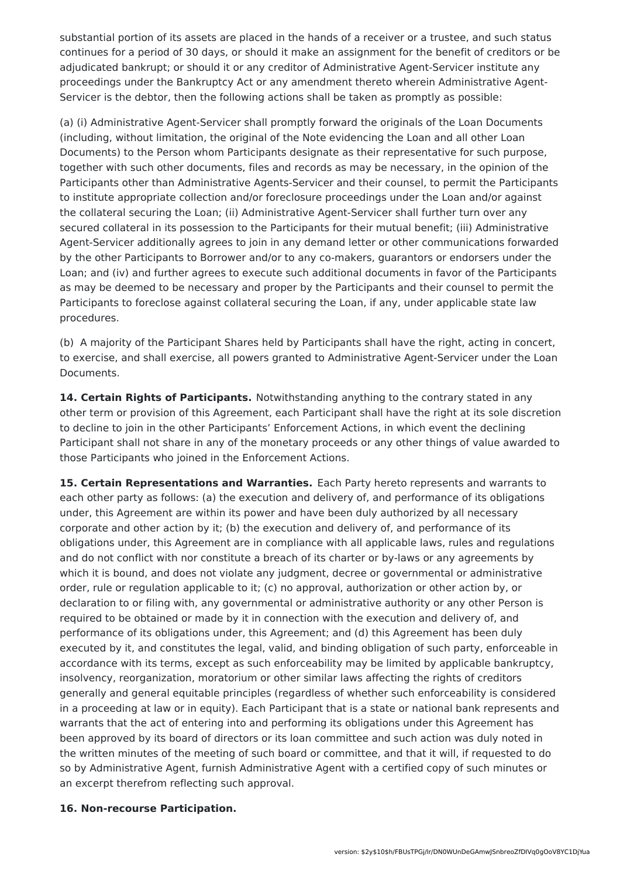substantial portion of its assets are placed in the hands of a receiver or a trustee, and such status continues for a period of 30 days, or should it make an assignment for the benefit of creditors or be adjudicated bankrupt; or should it or any creditor of Administrative Agent-Servicer institute any proceedings under the Bankruptcy Act or any amendment thereto wherein Administrative Agent-Servicer is the debtor, then the following actions shall be taken as promptly as possible:

(a) (i) Administrative Agent-Servicer shall promptly forward the originals of the Loan Documents (including, without limitation, the original of the Note evidencing the Loan and all other Loan Documents) to the Person whom Participants designate as their representative for such purpose, together with such other documents, files and records as may be necessary, in the opinion of the Participants other than Administrative Agents-Servicer and their counsel, to permit the Participants to institute appropriate collection and/or foreclosure proceedings under the Loan and/or against the collateral securing the Loan; (ii) Administrative Agent-Servicer shall further turn over any secured collateral in its possession to the Participants for their mutual benefit; (iii) Administrative Agent-Servicer additionally agrees to join in any demand letter or other communications forwarded by the other Participants to Borrower and/or to any co-makers, guarantors or endorsers under the Loan; and (iv) and further agrees to execute such additional documents in favor of the Participants as may be deemed to be necessary and proper by the Participants and their counsel to permit the Participants to foreclose against collateral securing the Loan, if any, under applicable state law procedures.

(b) A majority of the Participant Shares held by Participants shall have the right, acting in concert, to exercise, and shall exercise, all powers granted to Administrative Agent-Servicer under the Loan Documents.

**14. Certain Rights of Participants.** Notwithstanding anything to the contrary stated in any other term or provision of this Agreement, each Participant shall have the right at its sole discretion to decline to join in the other Participants' Enforcement Actions, in which event the declining Participant shall not share in any of the monetary proceeds or any other things of value awarded to those Participants who joined in the Enforcement Actions.

**15. Certain Representations and Warranties.** Each Party hereto represents and warrants to each other party as follows: (a) the execution and delivery of, and performance of its obligations under, this Agreement are within its power and have been duly authorized by all necessary corporate and other action by it; (b) the execution and delivery of, and performance of its obligations under, this Agreement are in compliance with all applicable laws, rules and regulations and do not conflict with nor constitute a breach of its charter or by-laws or any agreements by which it is bound, and does not violate any judgment, decree or governmental or administrative order, rule or regulation applicable to it; (c) no approval, authorization or other action by, or declaration to or filing with, any governmental or administrative authority or any other Person is required to be obtained or made by it in connection with the execution and delivery of, and performance of its obligations under, this Agreement; and (d) this Agreement has been duly executed by it, and constitutes the legal, valid, and binding obligation of such party, enforceable in accordance with its terms, except as such enforceability may be limited by applicable bankruptcy, insolvency, reorganization, moratorium or other similar laws affecting the rights of creditors generally and general equitable principles (regardless of whether such enforceability is considered in a proceeding at law or in equity). Each Participant that is a state or national bank represents and warrants that the act of entering into and performing its obligations under this Agreement has been approved by its board of directors or its loan committee and such action was duly noted in the written minutes of the meeting of such board or committee, and that it will, if requested to do so by Administrative Agent, furnish Administrative Agent with a certified copy of such minutes or an excerpt therefrom reflecting such approval.

**16. Non-recourse Participation.**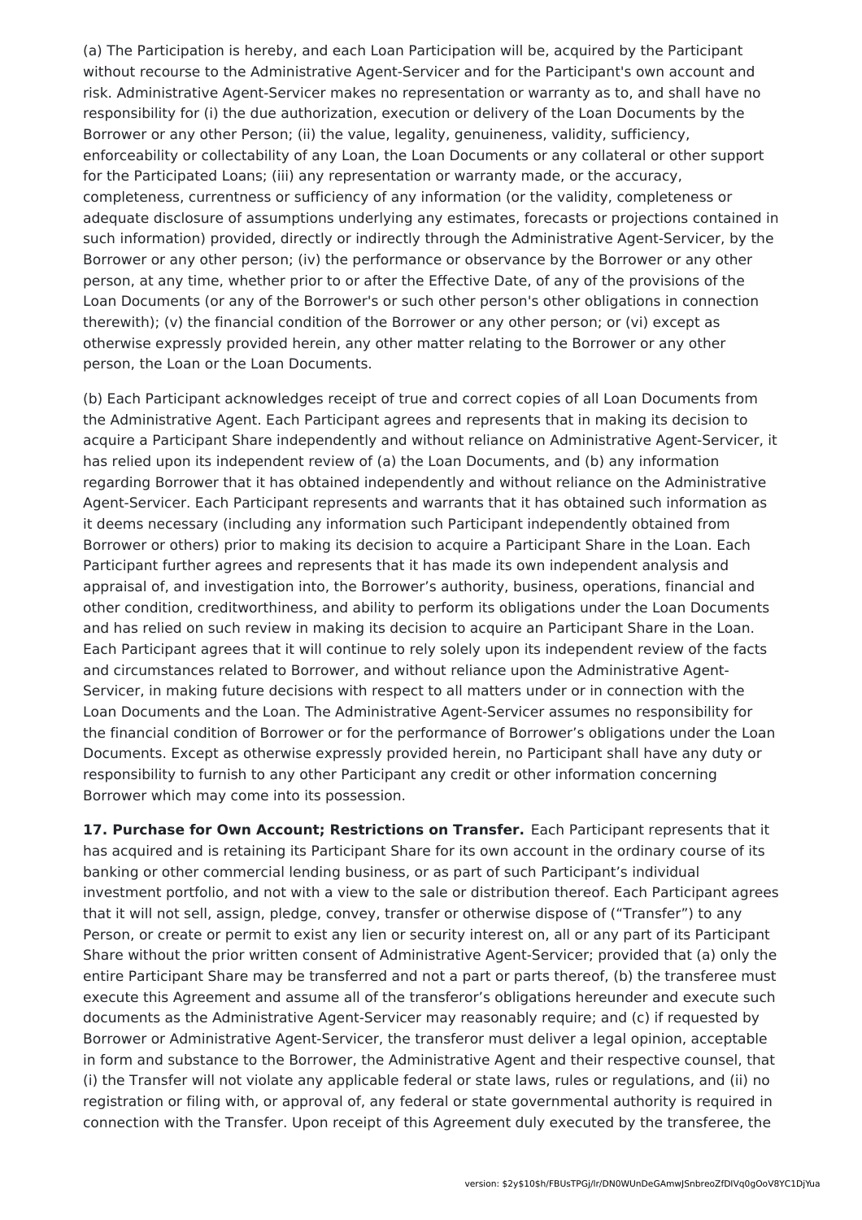(a) The Participation is hereby, and each Loan Participation will be, acquired by the Participant without recourse to the Administrative Agent-Servicer and for the Participant's own account and risk. Administrative Agent-Servicer makes no representation or warranty as to, and shall have no responsibility for (i) the due authorization, execution or delivery of the Loan Documents by the Borrower or any other Person; (ii) the value, legality, genuineness, validity, sufficiency, enforceability or collectability of any Loan, the Loan Documents or any collateral or other support for the Participated Loans; (iii) any representation or warranty made, or the accuracy, completeness, currentness or sufficiency of any information (or the validity, completeness or adequate disclosure of assumptions underlying any estimates, forecasts or projections contained in such information) provided, directly or indirectly through the Administrative Agent-Servicer, by the Borrower or any other person; (iv) the performance or observance by the Borrower or any other person, at any time, whether prior to or after the Effective Date, of any of the provisions of the Loan Documents (or any of the Borrower's or such other person's other obligations in connection therewith); (v) the financial condition of the Borrower or any other person; or (vi) except as otherwise expressly provided herein, any other matter relating to the Borrower or any other person, the Loan or the Loan Documents.

(b) Each Participant acknowledges receipt of true and correct copies of all Loan Documents from the Administrative Agent. Each Participant agrees and represents that in making its decision to acquire a Participant Share independently and without reliance on Administrative Agent-Servicer, it has relied upon its independent review of (a) the Loan Documents, and (b) any information regarding Borrower that it has obtained independently and without reliance on the Administrative Agent-Servicer. Each Participant represents and warrants that it has obtained such information as it deems necessary (including any information such Participant independently obtained from Borrower or others) prior to making its decision to acquire a Participant Share in the Loan. Each Participant further agrees and represents that it has made its own independent analysis and appraisal of, and investigation into, the Borrower's authority, business, operations, financial and other condition, creditworthiness, and ability to perform its obligations under the Loan Documents and has relied on such review in making its decision to acquire an Participant Share in the Loan. Each Participant agrees that it will continue to rely solely upon its independent review of the facts and circumstances related to Borrower, and without reliance upon the Administrative Agent-Servicer, in making future decisions with respect to all matters under or in connection with the Loan Documents and the Loan. The Administrative Agent-Servicer assumes no responsibility for the financial condition of Borrower or for the performance of Borrower's obligations under the Loan Documents. Except as otherwise expressly provided herein, no Participant shall have any duty or responsibility to furnish to any other Participant any credit or other information concerning Borrower which may come into its possession.

**17. Purchase for Own Account; Restrictions on Transfer.** Each Participant represents that it has acquired and is retaining its Participant Share for its own account in the ordinary course of its banking or other commercial lending business, or as part of such Participant's individual investment portfolio, and not with a view to the sale or distribution thereof. Each Participant agrees that it will not sell, assign, pledge, convey, transfer or otherwise dispose of ("Transfer") to any Person, or create or permit to exist any lien or security interest on, all or any part of its Participant Share without the prior written consent of Administrative Agent-Servicer; provided that (a) only the entire Participant Share may be transferred and not a part or parts thereof, (b) the transferee must execute this Agreement and assume all of the transferor's obligations hereunder and execute such documents as the Administrative Agent-Servicer may reasonably require; and (c) if requested by Borrower or Administrative Agent-Servicer, the transferor must deliver a legal opinion, acceptable in form and substance to the Borrower, the Administrative Agent and their respective counsel, that (i) the Transfer will not violate any applicable federal or state laws, rules or regulations, and (ii) no registration or filing with, or approval of, any federal or state governmental authority is required in connection with the Transfer. Upon receipt of this Agreement duly executed by the transferee, the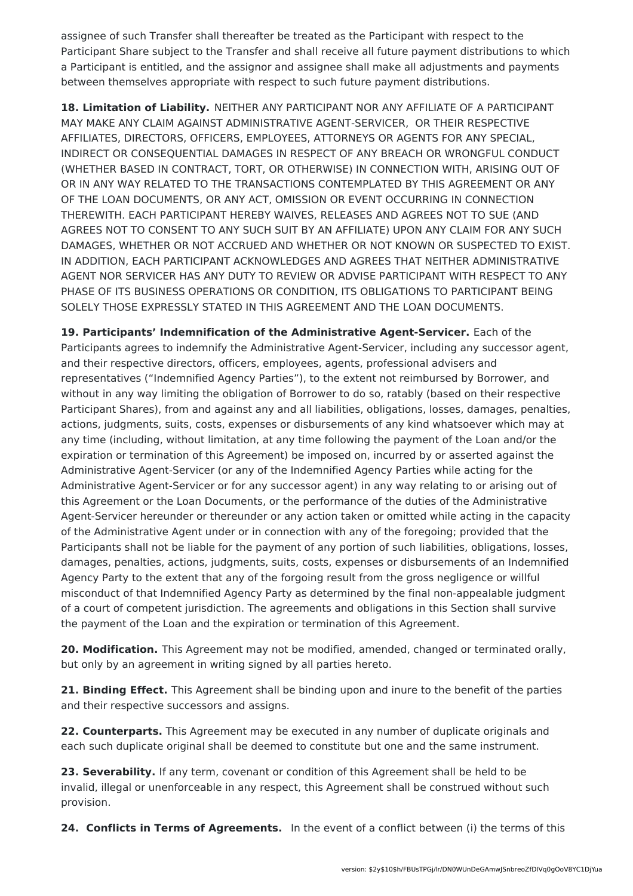assignee of such Transfer shall thereafter be treated as the Participant with respect to the Participant Share subject to the Transfer and shall receive all future payment distributions to which a Participant is entitled, and the assignor and assignee shall make all adjustments and payments between themselves appropriate with respect to such future payment distributions.

**18. Limitation of Liability.** NEITHER ANY PARTICIPANT NOR ANY AFFILIATE OF A PARTICIPANT MAY MAKE ANY CLAIM AGAINST ADMINISTRATIVE AGENT-SERVICER,  OR THEIR RESPECTIVE AFFILIATES, DIRECTORS, OFFICERS, EMPLOYEES, ATTORNEYS OR AGENTS FOR ANY SPECIAL, INDIRECT OR CONSEQUENTIAL DAMAGES IN RESPECT OF ANY BREACH OR WRONGFUL CONDUCT (WHETHER BASED IN CONTRACT, TORT, OR OTHERWISE) IN CONNECTION WITH, ARISING OUT OF OR IN ANY WAY RELATED TO THE TRANSACTIONS CONTEMPLATED BY THIS AGREEMENT OR ANY OF THE LOAN DOCUMENTS, OR ANY ACT, OMISSION OR EVENT OCCURRING IN CONNECTION THEREWITH. EACH PARTICIPANT HEREBY WAIVES, RELEASES AND AGREES NOT TO SUE (AND AGREES NOT TO CONSENT TO ANY SUCH SUIT BY AN AFFILIATE) UPON ANY CLAIM FOR ANY SUCH DAMAGES, WHETHER OR NOT ACCRUED AND WHETHER OR NOT KNOWN OR SUSPECTED TO EXIST. IN ADDITION, EACH PARTICIPANT ACKNOWLEDGES AND AGREES THAT NEITHER ADMINISTRATIVE AGENT NOR SERVICER HAS ANY DUTY TO REVIEW OR ADVISE PARTICIPANT WITH RESPECT TO ANY PHASE OF ITS BUSINESS OPERATIONS OR CONDITION, ITS OBLIGATIONS TO PARTICIPANT BEING SOLELY THOSE EXPRESSLY STATED IN THIS AGREEMENT AND THE LOAN DOCUMENTS.

**19. Participants' Indemnification of the Administrative Agent-Servicer.** Each of the Participants agrees to indemnify the Administrative Agent-Servicer, including any successor agent, and their respective directors, officers, employees, agents, professional advisers and representatives ("Indemnified Agency Parties"), to the extent not reimbursed by Borrower, and without in any way limiting the obligation of Borrower to do so, ratably (based on their respective Participant Shares), from and against any and all liabilities, obligations, losses, damages, penalties, actions, judgments, suits, costs, expenses or disbursements of any kind whatsoever which may at any time (including, without limitation, at any time following the payment of the Loan and/or the expiration or termination of this Agreement) be imposed on, incurred by or asserted against the Administrative Agent-Servicer (or any of the Indemnified Agency Parties while acting for the Administrative Agent-Servicer or for any successor agent) in any way relating to or arising out of this Agreement or the Loan Documents, or the performance of the duties of the Administrative Agent-Servicer hereunder or thereunder or any action taken or omitted while acting in the capacity of the Administrative Agent under or in connection with any of the foregoing; provided that the Participants shall not be liable for the payment of any portion of such liabilities, obligations, losses, damages, penalties, actions, judgments, suits, costs, expenses or disbursements of an Indemnified Agency Party to the extent that any of the forgoing result from the gross negligence or willful misconduct of that Indemnified Agency Party as determined by the final non-appealable judgment of a court of competent jurisdiction. The agreements and obligations in this Section shall survive the payment of the Loan and the expiration or termination of this Agreement.

**20. Modification.** This Agreement may not be modified, amended, changed or terminated orally, but only by an agreement in writing signed by all parties hereto.

**21. Binding Effect.** This Agreement shall be binding upon and inure to the benefit of the parties and their respective successors and assigns.

**22. Counterparts.** This Agreement may be executed in any number of duplicate originals and each such duplicate original shall be deemed to constitute but one and the same instrument.

**23. Severability.** If any term, covenant or condition of this Agreement shall be held to be invalid, illegal or unenforceable in any respect, this Agreement shall be construed without such provision.

**24. Conflicts in Terms of Agreements.** In the event of a conflict between (i) the terms of this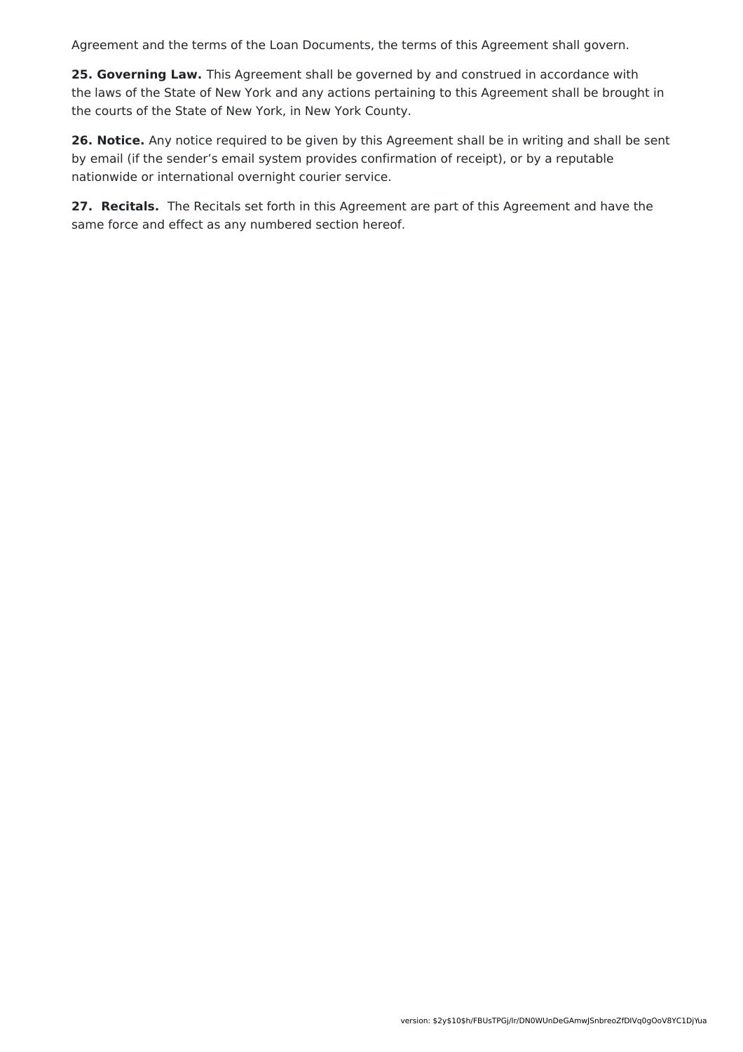Agreement and the terms of the Loan Documents, the terms of this Agreement shall govern.

**25. Governing Law.** This Agreement shall be governed by and construed in accordance with the laws of the State of New York and any actions pertaining to this Agreement shall be brought in the courts of the State of New York, in New York County.

**26. Notice.** Any notice required to be given by this Agreement shall be in writing and shall be sent by email (if the sender's email system provides confirmation of receipt), or by a reputable nationwide or international overnight courier service.

**27. Recitals.** The Recitals set forth in this Agreement are part of this Agreement and have the same force and effect as any numbered section hereof.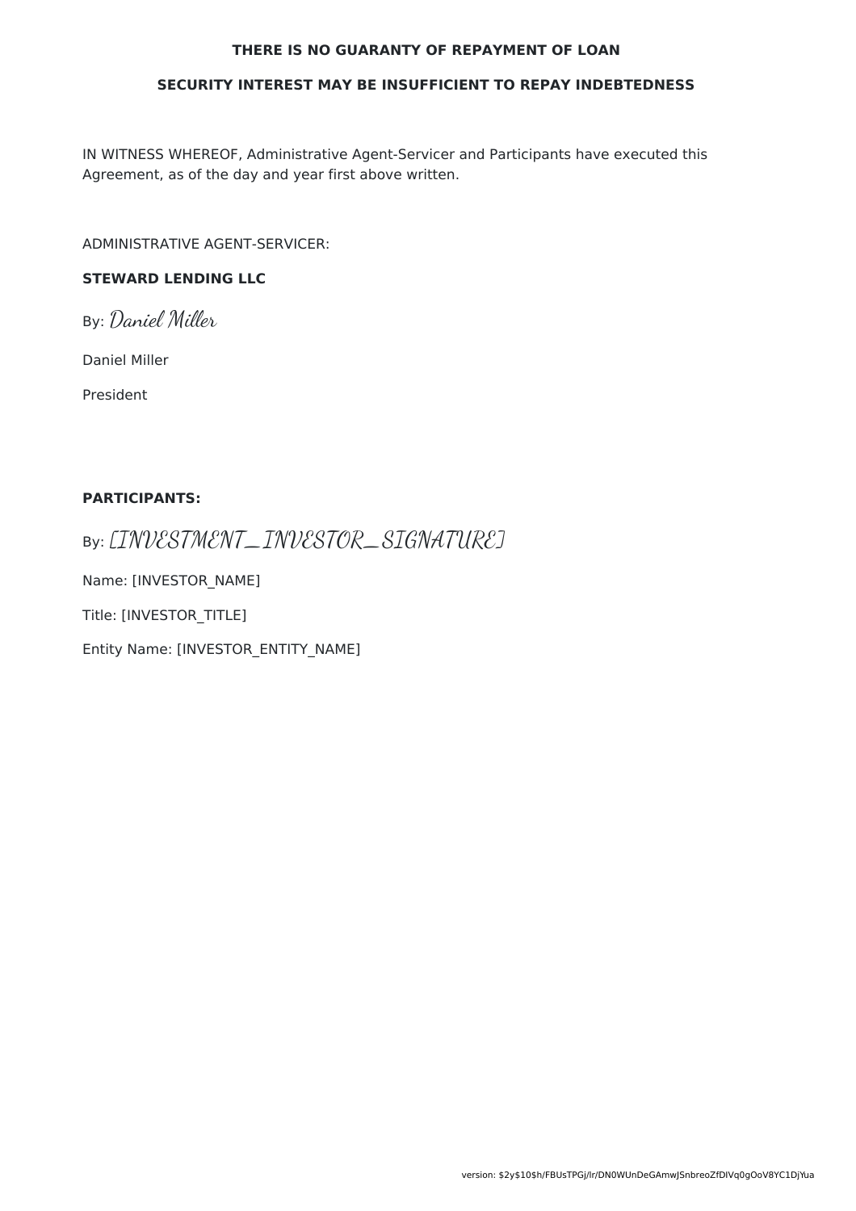**THERE IS NO GUARANTY OF REPAYMENT OF LOAN**

**SECURITY INTEREST MAY BE INSUFFICIENT TO REPAY INDEBTEDNESS**

IN WITNESS WHEREOF, Administrative Agent-Servicer and Participants have executed this Agreement, as of the day and year first above written.

ADMINISTRATIVE AGENT-SERVICER:

**STEWARD LENDING LLC**

By: *Daniel Miller*

Daniel Miller

President

**PARTICIPANTS:**

By: *[INVESTMENT_INVESTOR_SIGNATURE]*

Name: [INVESTOR_NAME]

Title: [INVESTOR_TITLE]

Entity Name: [INVESTOR_ENTITY_NAME]

version: $2y$10$h/FBUsTPGj/lr/DN0WUnDeGAmwJSnbreoZfDIVq0gOoV8YC1DjYua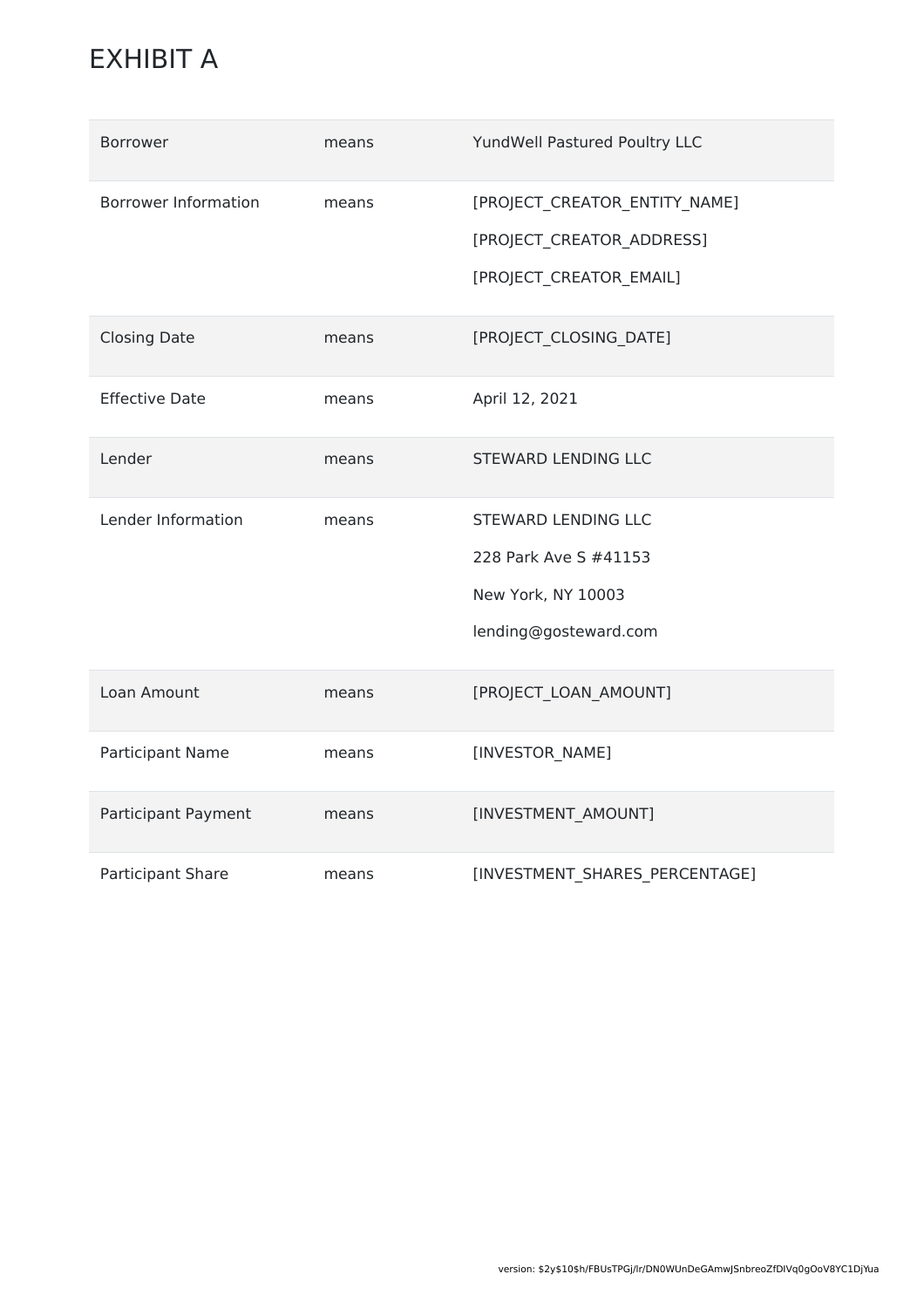# EXHIBIT A

| | | |
|---|---|---|
| Borrower | means | YundWell Pastured Poultry LLC |
| Borrower Information | means | [PROJECT_CREATOR_ENTITY_NAME]<br>[PROJECT_CREATOR_ADDRESS]<br>[PROJECT_CREATOR_EMAIL] |
| Closing Date | means | [PROJECT_CLOSING_DATE] |
| Effective Date | means | April 12, 2021 |
| Lender | means | STEWARD LENDING LLC |
| Lender Information | means | STEWARD LENDING LLC<br>228 Park Ave S #41153<br>New York, NY 10003<br>lending@gosteward.com |
| Loan Amount | means | [PROJECT_LOAN_AMOUNT] |
| Participant Name | means | [INVESTOR_NAME] |
| Participant Payment | means | [INVESTMENT_AMOUNT] |
| Participant Share | means | [INVESTMENT_SHARES_PERCENTAGE] |

version: $2y$10$h/FBUsTPGj/lr/DN0WUnDeGAmwJSnbreoZfDIVq0gOoV8YC1DjYua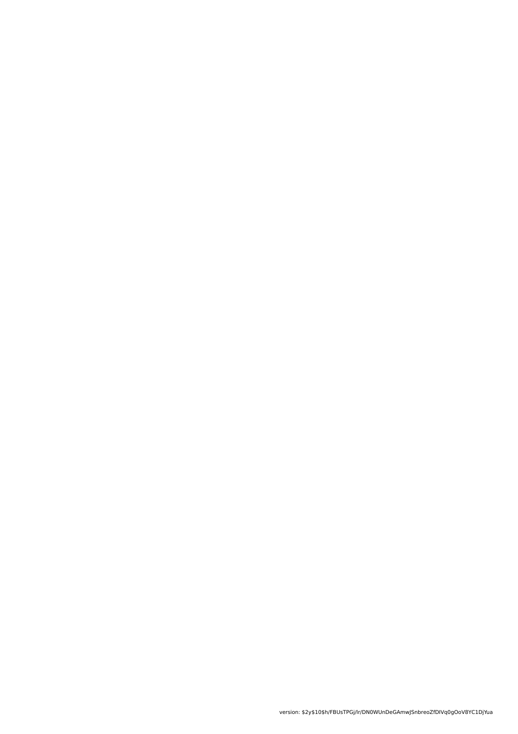version: $2y$10$h/FBUsTPGj/lr/DN0WUnDeGAmwJSnbreoZfDIVq0gOoV8YC1DjYua